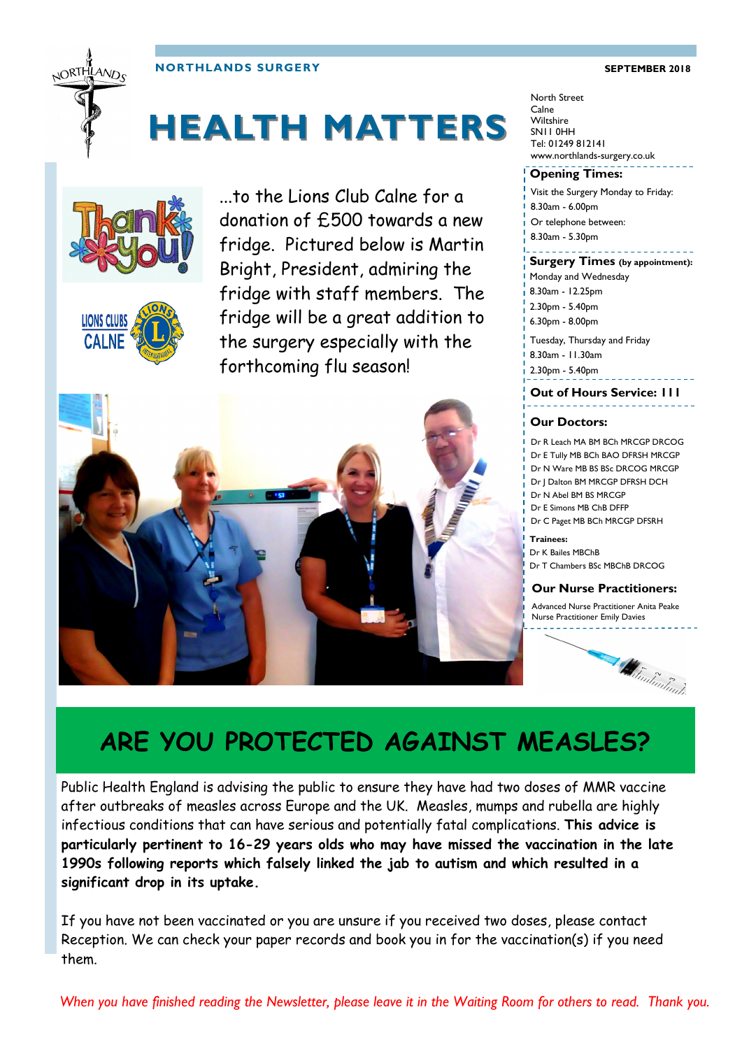NORTHLANDS SURGERY

SEPTEMBER 2018

# HEALTH MATTERS

North Street
Calne
Wiltshire
SN11 0HH
Tel: 01249 812141
www.northlands-surgery.co.uk

**Opening Times:**

Visit the Surgery Monday to Friday:
8.30am - 6.00pm
Or telephone between:
8.30am - 5.30pm

**Surgery Times (by appointment):**

Monday and Wednesday
8.30am - 12.25pm
2.30pm - 5.40pm
6.30pm - 8.00pm

Tuesday, Thursday and Friday
8.30am - 11.30am
2.30pm - 5.40pm

**Out of Hours Service: 111**

**Our Doctors:**

Dr R Leach MA BM BCh MRCGP DRCOG
Dr E Tully MB BCh BAO DFRSH MRCGP
Dr N Ware MB BS BSc DRCOG MRCGP
Dr J Dalton BM MRCGP DFRSH DCH
Dr N Abel BM BS MRCGP
Dr E Simons MB ChB DFFP
Dr C Paget MB BCh MRCGP DFSRH

**Trainees:**
Dr K Bailes MBChB
Dr T Chambers BSc MBChB DRCOG

**Our Nurse Practitioners:**

Advanced Nurse Practitioner Anita Peake
Nurse Practitioner Emily Davies

Thank You!

LIONS CLUBS CALNE

...to the Lions Club Calne for a donation of £500 towards a new fridge. Pictured below is Martin Bright, President, admiring the fridge with staff members. The fridge will be a great addition to the surgery especially with the forthcoming flu season!

## ARE YOU PROTECTED AGAINST MEASLES?

Public Health England is advising the public to ensure they have had two doses of MMR vaccine after outbreaks of measles across Europe and the UK. Measles, mumps and rubella are highly infectious conditions that can have serious and potentially fatal complications. **This advice is particularly pertinent to 16-29 years olds who may have missed the vaccination in the late 1990s following reports which falsely linked the jab to autism and which resulted in a significant drop in its uptake.**

If you have not been vaccinated or you are unsure if you received two doses, please contact Reception. We can check your paper records and book you in for the vaccination(s) if you need them.

*When you have finished reading the Newsletter, please leave it in the Waiting Room for others to read. Thank you.*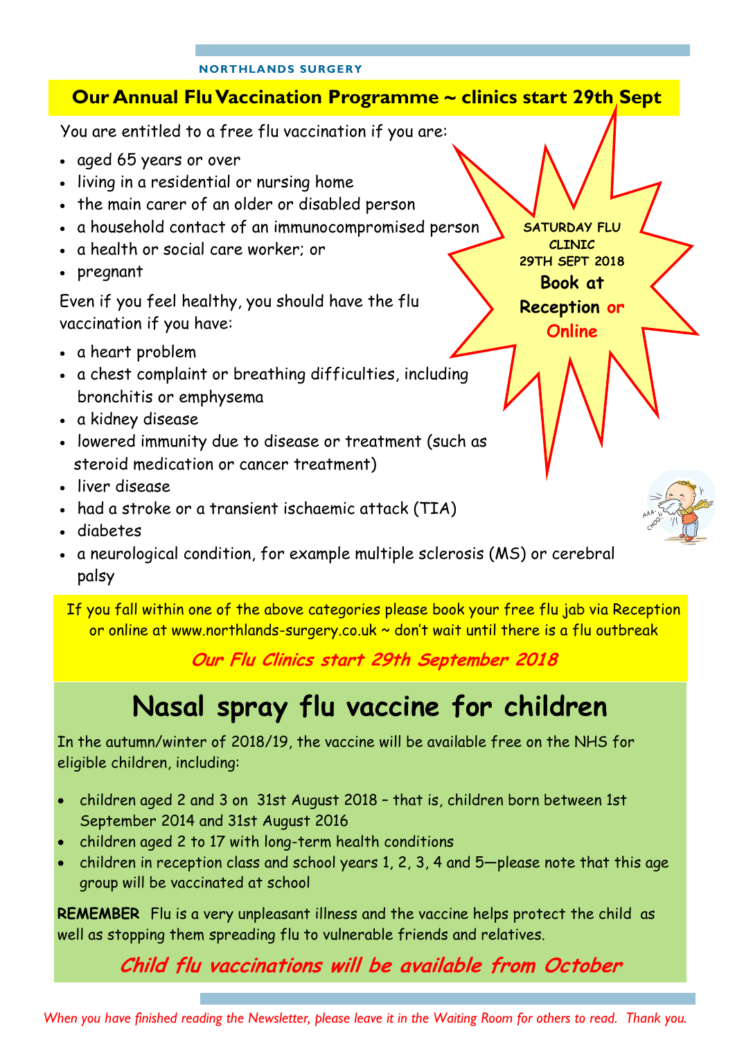NORTHLANDS SURGERY

## Our Annual Flu Vaccination Programme ~ clinics start 29th Sept

You are entitled to a free flu vaccination if you are:

- aged 65 years or over
- living in a residential or nursing home
- the main carer of an older or disabled person
- a household contact of an immunocompromised person
- a health or social care worker; or
- pregnant

Even if you feel healthy, you should have the flu vaccination if you have:

- a heart problem
- a chest complaint or breathing difficulties, including bronchitis or emphysema
- a kidney disease
- lowered immunity due to disease or treatment (such as steroid medication or cancer treatment)
- liver disease
- had a stroke or a transient ischaemic attack (TIA)
- diabetes
- a neurological condition, for example multiple sclerosis (MS) or cerebral palsy

**SATURDAY FLU CLINIC 29TH SEPT 2018**

**Book at Reception or Online**

If you fall within one of the above categories please book your free flu jab via Reception or online at www.northlands-surgery.co.uk ~ don't wait until there is a flu outbreak

***Our Flu Clinics start 29th September 2018***

# Nasal spray flu vaccine for children

In the autumn/winter of 2018/19, the vaccine will be available free on the NHS for eligible children, including:

- children aged 2 and 3 on 31st August 2018 – that is, children born between 1st September 2014 and 31st August 2016
- children aged 2 to 17 with long-term health conditions
- children in reception class and school years 1, 2, 3, 4 and 5—please note that this age group will be vaccinated at school

**REMEMBER** Flu is a very unpleasant illness and the vaccine helps protect the child as well as stopping them spreading flu to vulnerable friends and relatives.

***Child flu vaccinations will be available from October***

*When you have finished reading the Newsletter, please leave it in the Waiting Room for others to read. Thank you.*